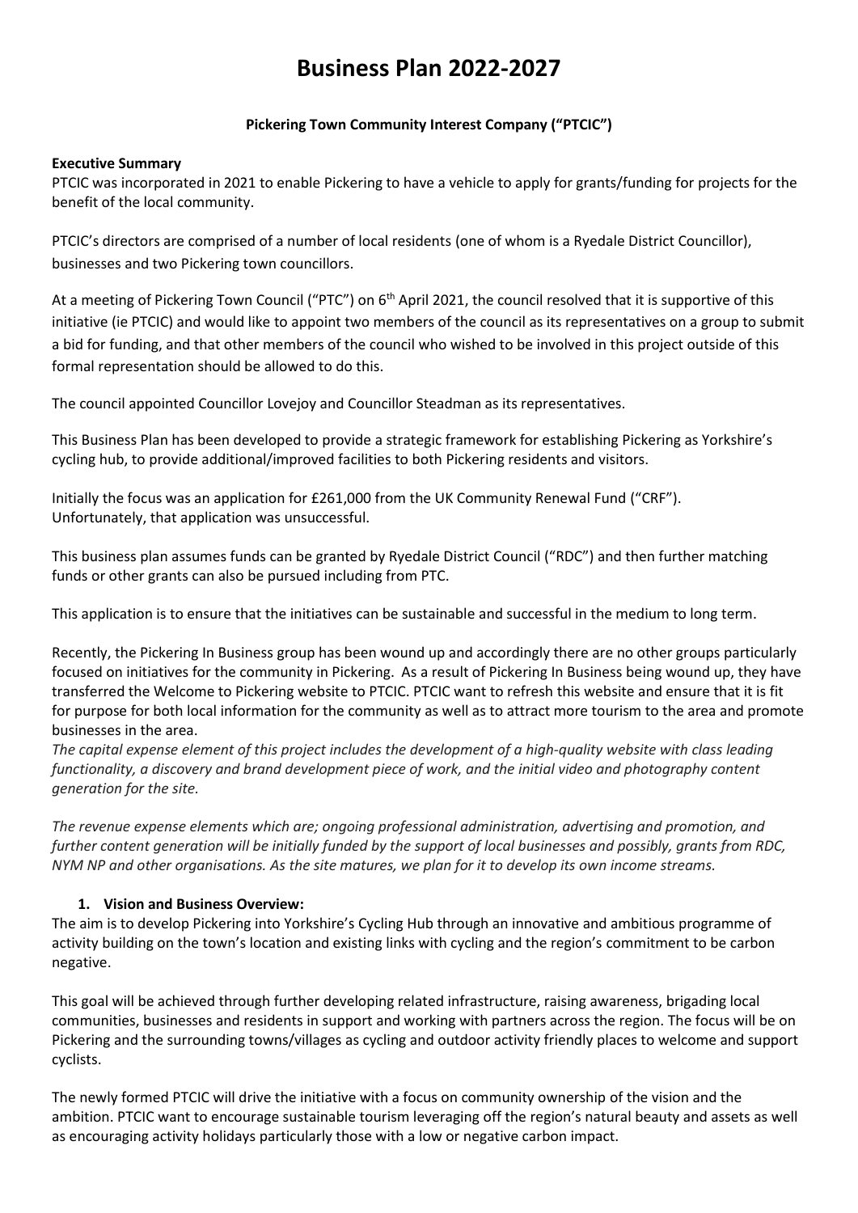# Business Plan 2022-2027

**Pickering Town Community Interest Company ("PTCIC")**

**Executive Summary**

PTCIC was incorporated in 2021 to enable Pickering to have a vehicle to apply for grants/funding for projects for the benefit of the local community.

PTCIC's directors are comprised of a number of local residents (one of whom is a Ryedale District Councillor), businesses and two Pickering town councillors.

At a meeting of Pickering Town Council ("PTC") on 6th April 2021, the council resolved that it is supportive of this initiative (ie PTCIC) and would like to appoint two members of the council as its representatives on a group to submit a bid for funding, and that other members of the council who wished to be involved in this project outside of this formal representation should be allowed to do this.

The council appointed Councillor Lovejoy and Councillor Steadman as its representatives.

This Business Plan has been developed to provide a strategic framework for establishing Pickering as Yorkshire's cycling hub, to provide additional/improved facilities to both Pickering residents and visitors.

Initially the focus was an application for £261,000 from the UK Community Renewal Fund ("CRF"). Unfortunately, that application was unsuccessful.

This business plan assumes funds can be granted by Ryedale District Council ("RDC") and then further matching funds or other grants can also be pursued including from PTC.

This application is to ensure that the initiatives can be sustainable and successful in the medium to long term.

Recently, the Pickering In Business group has been wound up and accordingly there are no other groups particularly focused on initiatives for the community in Pickering. As a result of Pickering In Business being wound up, they have transferred the Welcome to Pickering website to PTCIC. PTCIC want to refresh this website and ensure that it is fit for purpose for both local information for the community as well as to attract more tourism to the area and promote businesses in the area.

*The capital expense element of this project includes the development of a high-quality website with class leading functionality, a discovery and brand development piece of work, and the initial video and photography content generation for the site.*

*The revenue expense elements which are; ongoing professional administration, advertising and promotion, and further content generation will be initially funded by the support of local businesses and possibly, grants from RDC, NYM NP and other organisations. As the site matures, we plan for it to develop its own income streams.*

1. **Vision and Business Overview:**

The aim is to develop Pickering into Yorkshire's Cycling Hub through an innovative and ambitious programme of activity building on the town's location and existing links with cycling and the region's commitment to be carbon negative.

This goal will be achieved through further developing related infrastructure, raising awareness, brigading local communities, businesses and residents in support and working with partners across the region. The focus will be on Pickering and the surrounding towns/villages as cycling and outdoor activity friendly places to welcome and support cyclists.

The newly formed PTCIC will drive the initiative with a focus on community ownership of the vision and the ambition. PTCIC want to encourage sustainable tourism leveraging off the region's natural beauty and assets as well as encouraging activity holidays particularly those with a low or negative carbon impact.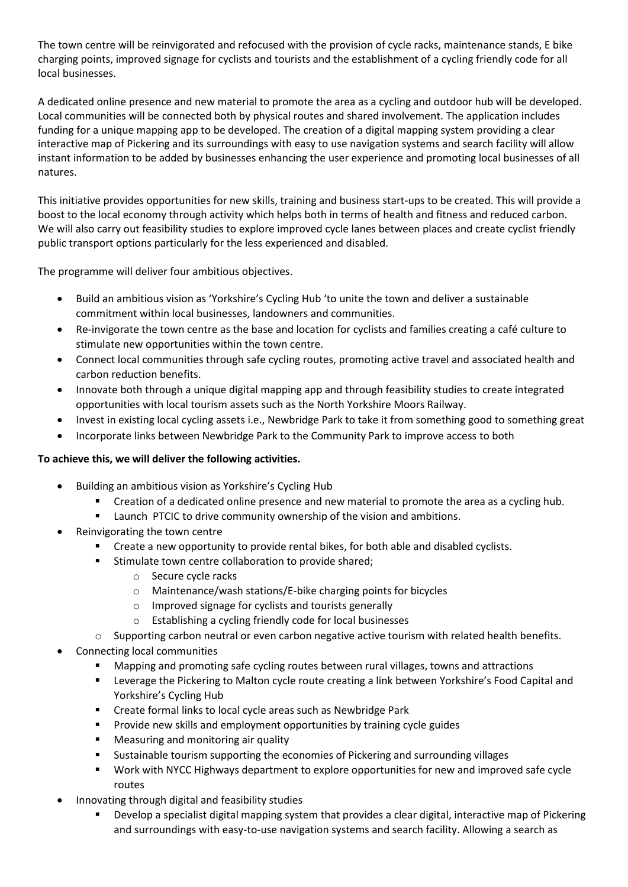The town centre will be reinvigorated and refocused with the provision of cycle racks, maintenance stands, E bike charging points, improved signage for cyclists and tourists and the establishment of a cycling friendly code for all local businesses.

A dedicated online presence and new material to promote the area as a cycling and outdoor hub will be developed. Local communities will be connected both by physical routes and shared involvement. The application includes funding for a unique mapping app to be developed. The creation of a digital mapping system providing a clear interactive map of Pickering and its surroundings with easy to use navigation systems and search facility will allow instant information to be added by businesses enhancing the user experience and promoting local businesses of all natures.

This initiative provides opportunities for new skills, training and business start-ups to be created. This will provide a boost to the local economy through activity which helps both in terms of health and fitness and reduced carbon. We will also carry out feasibility studies to explore improved cycle lanes between places and create cyclist friendly public transport options particularly for the less experienced and disabled.

The programme will deliver four ambitious objectives.

- Build an ambitious vision as 'Yorkshire's Cycling Hub 'to unite the town and deliver a sustainable commitment within local businesses, landowners and communities.
- Re-invigorate the town centre as the base and location for cyclists and families creating a café culture to stimulate new opportunities within the town centre.
- Connect local communities through safe cycling routes, promoting active travel and associated health and carbon reduction benefits.
- Innovate both through a unique digital mapping app and through feasibility studies to create integrated opportunities with local tourism assets such as the North Yorkshire Moors Railway.
- Invest in existing local cycling assets i.e., Newbridge Park to take it from something good to something great
- Incorporate links between Newbridge Park to the Community Park to improve access to both

**To achieve this, we will deliver the following activities.**

- Building an ambitious vision as Yorkshire's Cycling Hub
  - Creation of a dedicated online presence and new material to promote the area as a cycling hub.
  - Launch PTCIC to drive community ownership of the vision and ambitions.
- Reinvigorating the town centre
  - Create a new opportunity to provide rental bikes, for both able and disabled cyclists.
  - Stimulate town centre collaboration to provide shared;
    - Secure cycle racks
    - Maintenance/wash stations/E-bike charging points for bicycles
    - Improved signage for cyclists and tourists generally
    - Establishing a cycling friendly code for local businesses
  - Supporting carbon neutral or even carbon negative active tourism with related health benefits.
- Connecting local communities
  - Mapping and promoting safe cycling routes between rural villages, towns and attractions
  - Leverage the Pickering to Malton cycle route creating a link between Yorkshire's Food Capital and Yorkshire's Cycling Hub
  - Create formal links to local cycle areas such as Newbridge Park
  - Provide new skills and employment opportunities by training cycle guides
  - Measuring and monitoring air quality
  - Sustainable tourism supporting the economies of Pickering and surrounding villages
  - Work with NYCC Highways department to explore opportunities for new and improved safe cycle routes
- Innovating through digital and feasibility studies
  - Develop a specialist digital mapping system that provides a clear digital, interactive map of Pickering and surroundings with easy-to-use navigation systems and search facility. Allowing a search as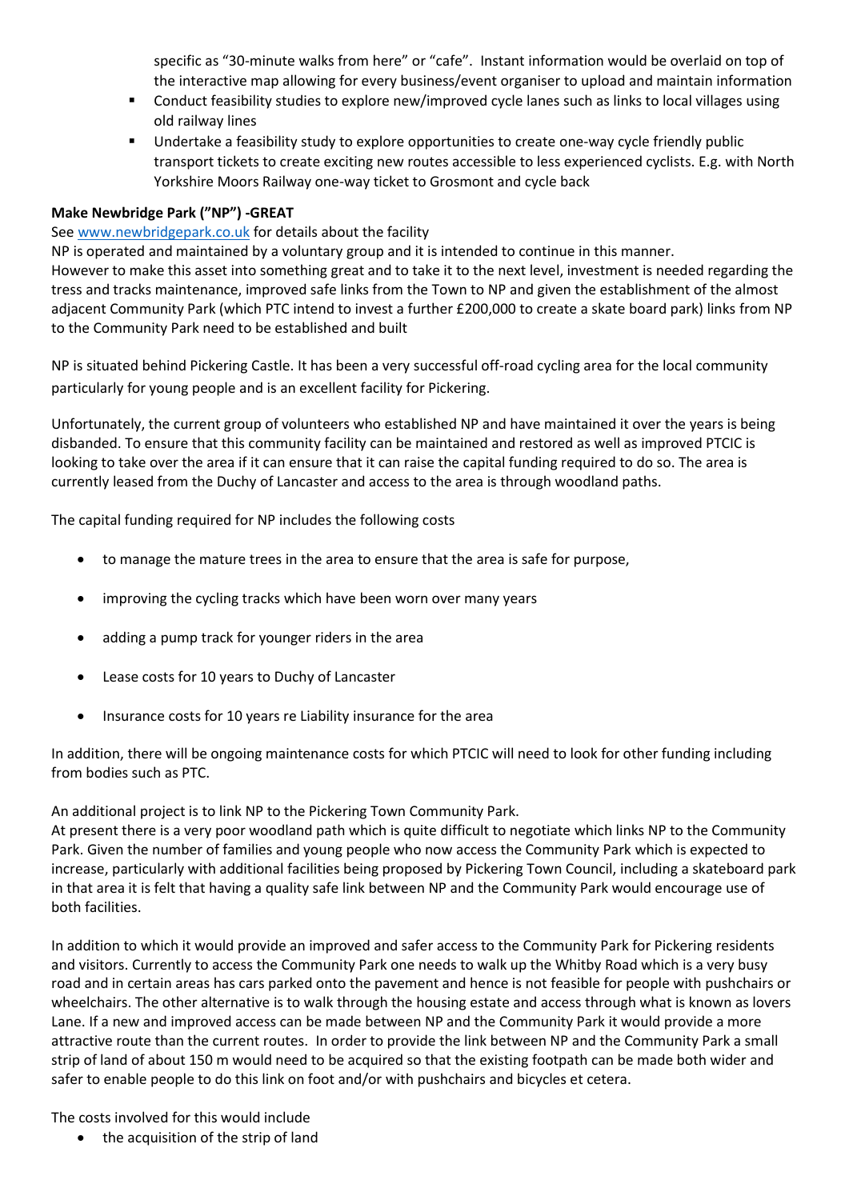specific as "30-minute walks from here" or "cafe". Instant information would be overlaid on top of the interactive map allowing for every business/event organiser to upload and maintain information

- Conduct feasibility studies to explore new/improved cycle lanes such as links to local villages using old railway lines
- Undertake a feasibility study to explore opportunities to create one-way cycle friendly public transport tickets to create exciting new routes accessible to less experienced cyclists. E.g. with North Yorkshire Moors Railway one-way ticket to Grosmont and cycle back

**Make Newbridge Park ("NP") -GREAT**

See www.newbridgepark.co.uk for details about the facility

NP is operated and maintained by a voluntary group and it is intended to continue in this manner.

However to make this asset into something great and to take it to the next level, investment is needed regarding the tress and tracks maintenance, improved safe links from the Town to NP and given the establishment of the almost adjacent Community Park (which PTC intend to invest a further £200,000 to create a skate board park) links from NP to the Community Park need to be established and built

NP is situated behind Pickering Castle. It has been a very successful off-road cycling area for the local community particularly for young people and is an excellent facility for Pickering.

Unfortunately, the current group of volunteers who established NP and have maintained it over the years is being disbanded. To ensure that this community facility can be maintained and restored as well as improved PTCIC is looking to take over the area if it can ensure that it can raise the capital funding required to do so. The area is currently leased from the Duchy of Lancaster and access to the area is through woodland paths.

The capital funding required for NP includes the following costs

- to manage the mature trees in the area to ensure that the area is safe for purpose,
- improving the cycling tracks which have been worn over many years
- adding a pump track for younger riders in the area
- Lease costs for 10 years to Duchy of Lancaster
- Insurance costs for 10 years re Liability insurance for the area

In addition, there will be ongoing maintenance costs for which PTCIC will need to look for other funding including from bodies such as PTC.

An additional project is to link NP to the Pickering Town Community Park.

At present there is a very poor woodland path which is quite difficult to negotiate which links NP to the Community Park. Given the number of families and young people who now access the Community Park which is expected to increase, particularly with additional facilities being proposed by Pickering Town Council, including a skateboard park in that area it is felt that having a quality safe link between NP and the Community Park would encourage use of both facilities.

In addition to which it would provide an improved and safer access to the Community Park for Pickering residents and visitors. Currently to access the Community Park one needs to walk up the Whitby Road which is a very busy road and in certain areas has cars parked onto the pavement and hence is not feasible for people with pushchairs or wheelchairs. The other alternative is to walk through the housing estate and access through what is known as lovers Lane. If a new and improved access can be made between NP and the Community Park it would provide a more attractive route than the current routes. In order to provide the link between NP and the Community Park a small strip of land of about 150 m would need to be acquired so that the existing footpath can be made both wider and safer to enable people to do this link on foot and/or with pushchairs and bicycles et cetera.

The costs involved for this would include

- the acquisition of the strip of land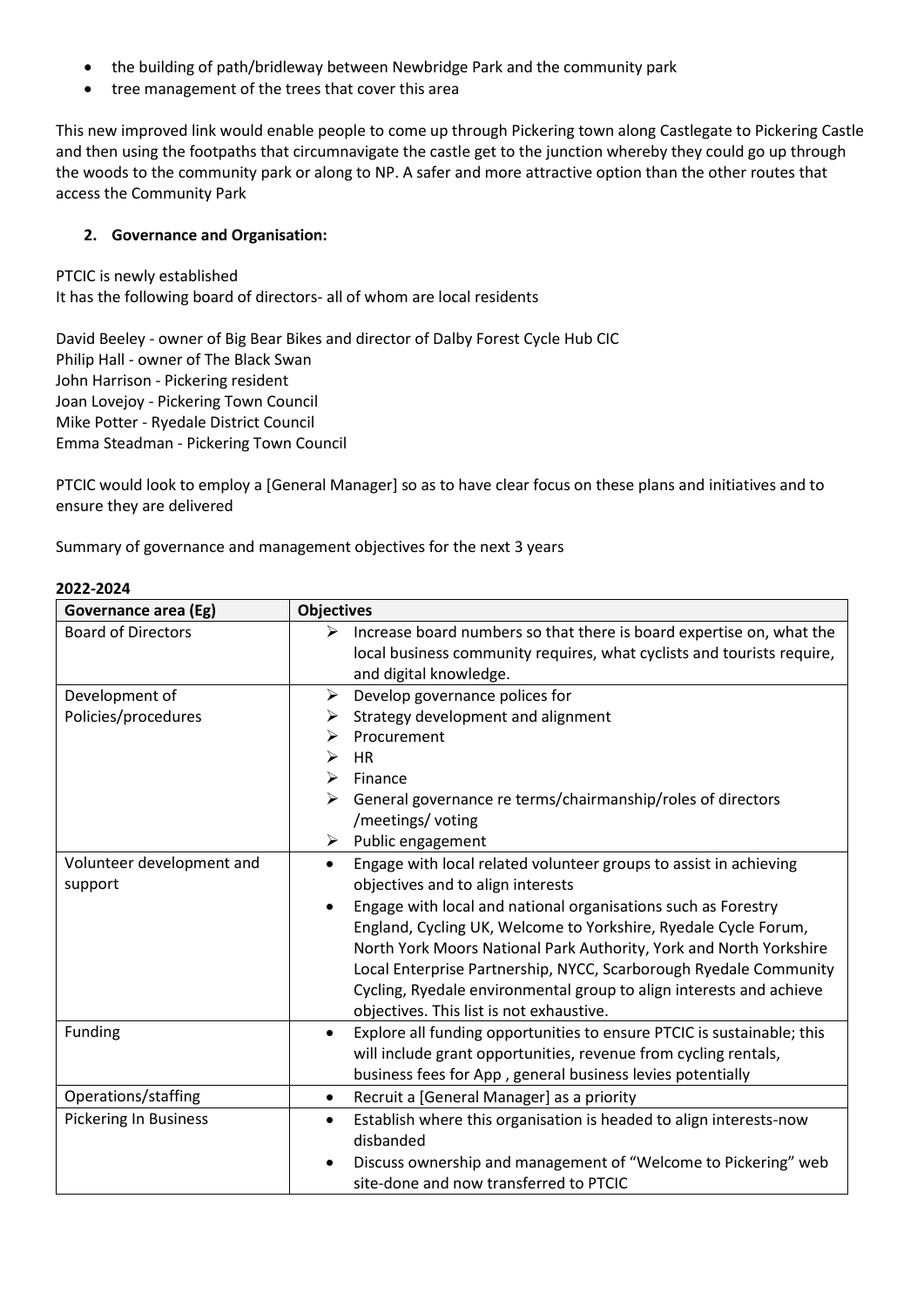- the building of path/bridleway between Newbridge Park and the community park
- tree management of the trees that cover this area

This new improved link would enable people to come up through Pickering town along Castlegate to Pickering Castle and then using the footpaths that circumnavigate the castle get to the junction whereby they could go up through the woods to the community park or along to NP. A safer and more attractive option than the other routes that access the Community Park

## 2. Governance and Organisation:

PTCIC is newly established
It has the following board of directors- all of whom are local residents

David Beeley - owner of Big Bear Bikes and director of Dalby Forest Cycle Hub CIC
Philip Hall - owner of The Black Swan
John Harrison - Pickering resident
Joan Lovejoy - Pickering Town Council
Mike Potter - Ryedale District Council
Emma Steadman - Pickering Town Council

PTCIC would look to employ a [General Manager] so as to have clear focus on these plans and initiatives and to ensure they are delivered

Summary of governance and management objectives for the next 3 years

**2022-2024**

| Governance area (Eg) | Objectives |
|---|---|
| Board of Directors | ➢ Increase board numbers so that there is board expertise on, what the local business community requires, what cyclists and tourists require, and digital knowledge. |
| Development of Policies/procedures | ➢ Develop governance polices for<br>➢ Strategy development and alignment<br>➢ Procurement<br>➢ HR<br>➢ Finance<br>➢ General governance re terms/chairmanship/roles of directors /meetings/ voting<br>➢ Public engagement |
| Volunteer development and support | • Engage with local related volunteer groups to assist in achieving objectives and to align interests<br>• Engage with local and national organisations such as Forestry England, Cycling UK, Welcome to Yorkshire, Ryedale Cycle Forum, North York Moors National Park Authority, York and North Yorkshire Local Enterprise Partnership, NYCC, Scarborough Ryedale Community Cycling, Ryedale environmental group to align interests and achieve objectives. This list is not exhaustive. |
| Funding | • Explore all funding opportunities to ensure PTCIC is sustainable; this will include grant opportunities, revenue from cycling rentals, business fees for App , general business levies potentially |
| Operations/staffing | • Recruit a [General Manager] as a priority |
| Pickering In Business | • Establish where this organisation is headed to align interests-now disbanded<br>• Discuss ownership and management of "Welcome to Pickering" web site-done and now transferred to PTCIC |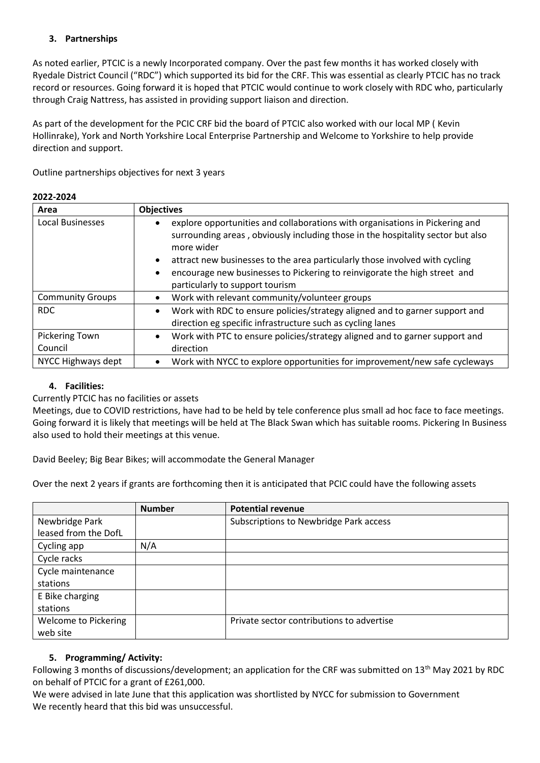### 3. Partnerships

As noted earlier, PTCIC is a newly Incorporated company. Over the past few months it has worked closely with Ryedale District Council ("RDC") which supported its bid for the CRF. This was essential as clearly PTCIC has no track record or resources. Going forward it is hoped that PTCIC would continue to work closely with RDC who, particularly through Craig Nattress, has assisted in providing support liaison and direction.

As part of the development for the PCIC CRF bid the board of PTCIC also worked with our local MP ( Kevin Hollinrake), York and North Yorkshire Local Enterprise Partnership and Welcome to Yorkshire to help provide direction and support.

Outline partnerships objectives for next 3 years

**2022-2024**

| Area | Objectives |
| --- | --- |
| Local Businesses | • explore opportunities and collaborations with organisations in Pickering and surrounding areas , obviously including those in the hospitality sector but also more wider<br>• attract new businesses to the area particularly those involved with cycling<br>• encourage new businesses to Pickering to reinvigorate the high street and particularly to support tourism |
| Community Groups | • Work with relevant community/volunteer groups |
| RDC | • Work with RDC to ensure policies/strategy aligned and to garner support and direction eg specific infrastructure such as cycling lanes |
| Pickering Town Council | • Work with PTC to ensure policies/strategy aligned and to garner support and direction |
| NYCC Highways dept | • Work with NYCC to explore opportunities for improvement/new safe cycleways |

### 4. Facilities:

Currently PTCIC has no facilities or assets

Meetings, due to COVID restrictions, have had to be held by tele conference plus small ad hoc face to face meetings. Going forward it is likely that meetings will be held at The Black Swan which has suitable rooms. Pickering In Business also used to hold their meetings at this venue.

David Beeley; Big Bear Bikes; will accommodate the General Manager

Over the next 2 years if grants are forthcoming then it is anticipated that PCIC could have the following assets

|  | Number | Potential revenue |
| --- | --- | --- |
| Newbridge Park leased from the DofL |  | Subscriptions to Newbridge Park access |
| Cycling app | N/A |  |
| Cycle racks |  |  |
| Cycle maintenance stations |  |  |
| E Bike charging stations |  |  |
| Welcome to Pickering web site |  | Private sector contributions to advertise |

### 5. Programming/ Activity:

Following 3 months of discussions/development; an application for the CRF was submitted on 13th May 2021 by RDC on behalf of PTCIC for a grant of £261,000.

We were advised in late June that this application was shortlisted by NYCC for submission to Government

We recently heard that this bid was unsuccessful.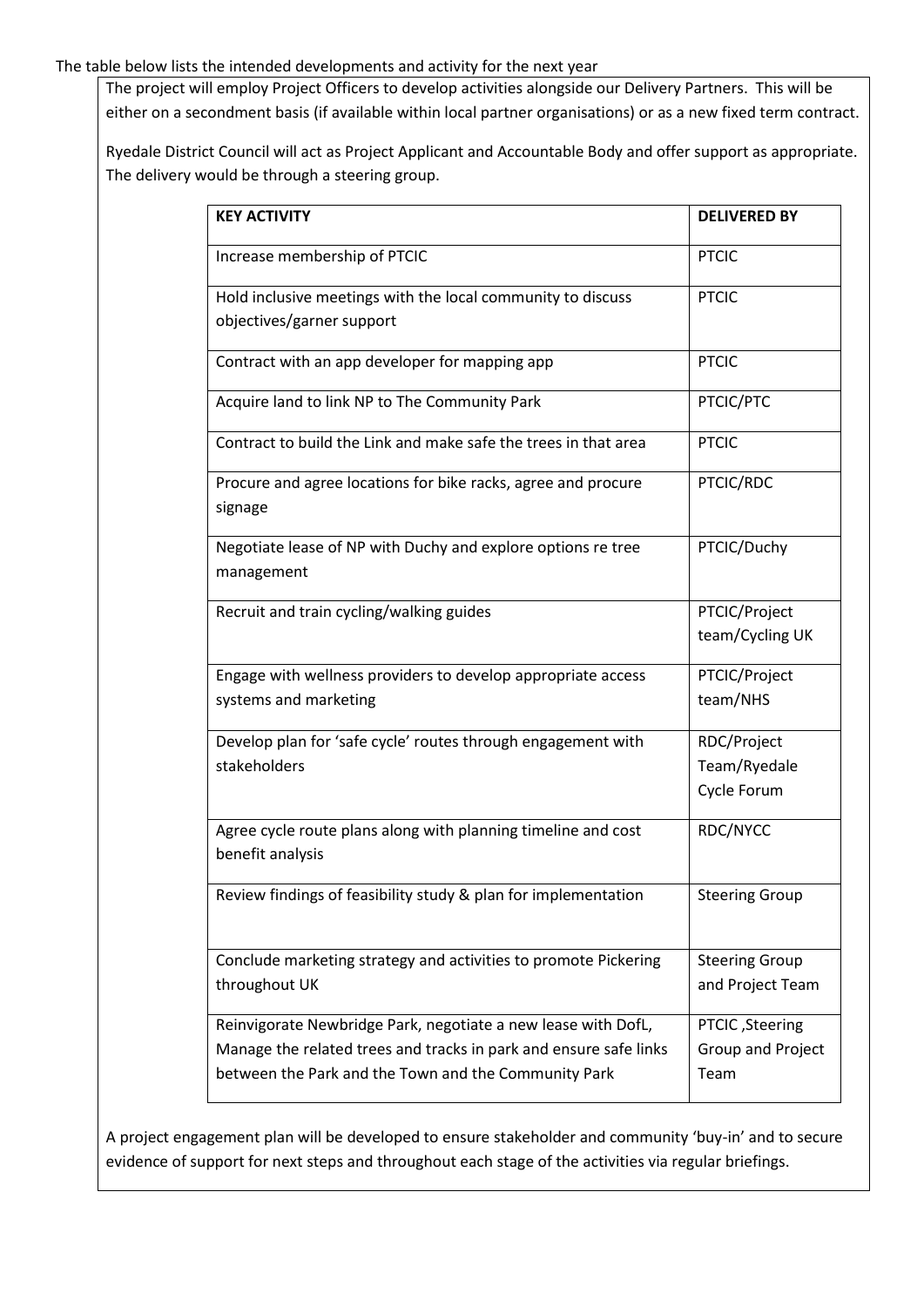The table below lists the intended developments and activity for the next year

The project will employ Project Officers to develop activities alongside our Delivery Partners. This will be either on a secondment basis (if available within local partner organisations) or as a new fixed term contract.

Ryedale District Council will act as Project Applicant and Accountable Body and offer support as appropriate. The delivery would be through a steering group.

| KEY ACTIVITY | DELIVERED BY |
|---|---|
| Increase membership of PTCIC | PTCIC |
| Hold inclusive meetings with the local community to discuss objectives/garner support | PTCIC |
| Contract with an app developer for mapping app | PTCIC |
| Acquire land to link NP to The Community Park | PTCIC/PTC |
| Contract to build the Link and make safe the trees in that area | PTCIC |
| Procure and agree locations for bike racks, agree and procure signage | PTCIC/RDC |
| Negotiate lease of NP with Duchy and explore options re tree management | PTCIC/Duchy |
| Recruit and train cycling/walking guides | PTCIC/Project team/Cycling UK |
| Engage with wellness providers to develop appropriate access systems and marketing | PTCIC/Project team/NHS |
| Develop plan for 'safe cycle' routes through engagement with stakeholders | RDC/Project Team/Ryedale Cycle Forum |
| Agree cycle route plans along with planning timeline and cost benefit analysis | RDC/NYCC |
| Review findings of feasibility study & plan for implementation | Steering Group |
| Conclude marketing strategy and activities to promote Pickering throughout UK | Steering Group and Project Team |
| Reinvigorate Newbridge Park, negotiate a new lease with DofL, Manage the related trees and tracks in park and ensure safe links between the Park and the Town and the Community Park | PTCIC ,Steering Group and Project Team |

A project engagement plan will be developed to ensure stakeholder and community 'buy-in' and to secure evidence of support for next steps and throughout each stage of the activities via regular briefings.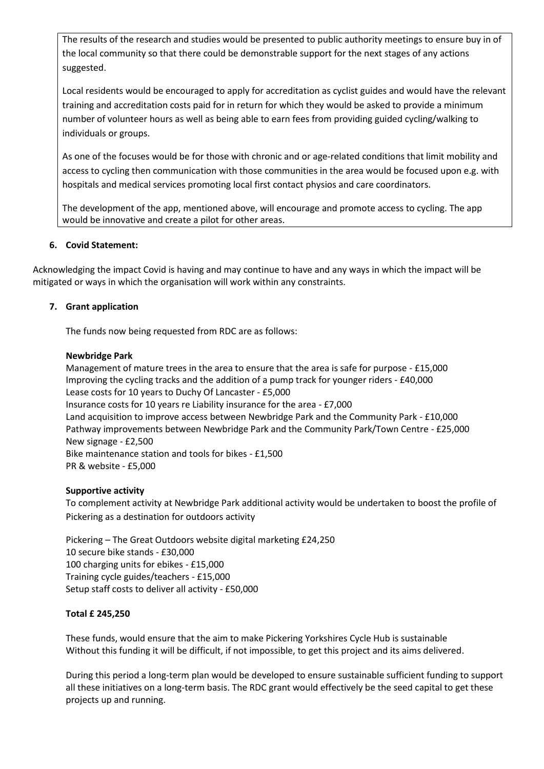The results of the research and studies would be presented to public authority meetings to ensure buy in of the local community so that there could be demonstrable support for the next stages of any actions suggested.

Local residents would be encouraged to apply for accreditation as cyclist guides and would have the relevant training and accreditation costs paid for in return for which they would be asked to provide a minimum number of volunteer hours as well as being able to earn fees from providing guided cycling/walking to individuals or groups.

As one of the focuses would be for those with chronic and or age-related conditions that limit mobility and access to cycling then communication with those communities in the area would be focused upon e.g. with hospitals and medical services promoting local first contact physios and care coordinators.

The development of the app, mentioned above, will encourage and promote access to cycling. The app would be innovative and create a pilot for other areas.

## 6. Covid Statement:

Acknowledging the impact Covid is having and may continue to have and any ways in which the impact will be mitigated or ways in which the organisation will work within any constraints.

## 7. Grant application

The funds now being requested from RDC are as follows:

**Newbridge Park**

Management of mature trees in the area to ensure that the area is safe for purpose - £15,000
Improving the cycling tracks and the addition of a pump track for younger riders - £40,000
Lease costs for 10 years to Duchy Of Lancaster - £5,000
Insurance costs for 10 years re Liability insurance for the area - £7,000
Land acquisition to improve access between Newbridge Park and the Community Park - £10,000
Pathway improvements between Newbridge Park and the Community Park/Town Centre - £25,000
New signage - £2,500
Bike maintenance station and tools for bikes - £1,500
PR & website - £5,000

**Supportive activity**

To complement activity at Newbridge Park additional activity would be undertaken to boost the profile of Pickering as a destination for outdoors activity

Pickering – The Great Outdoors website digital marketing £24,250
10 secure bike stands - £30,000
100 charging units for ebikes - £15,000
Training cycle guides/teachers - £15,000
Setup staff costs to deliver all activity - £50,000

**Total £ 245,250**

These funds, would ensure that the aim to make Pickering Yorkshires Cycle Hub is sustainable
Without this funding it will be difficult, if not impossible, to get this project and its aims delivered.

During this period a long-term plan would be developed to ensure sustainable sufficient funding to support all these initiatives on a long-term basis. The RDC grant would effectively be the seed capital to get these projects up and running.